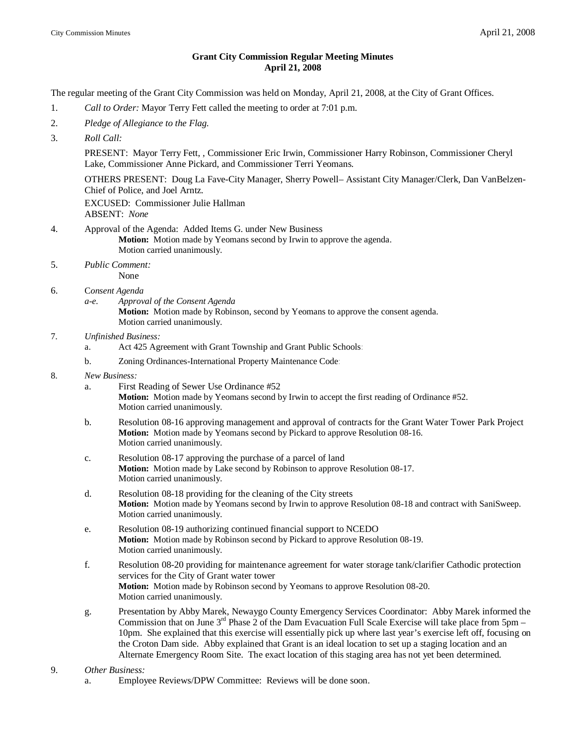# Grant City Commission Regular Meeting Minutes
## April 21, 2008

The regular meeting of the Grant City Commission was held on Monday, April 21, 2008, at the City of Grant Offices.

1. *Call to Order:* Mayor Terry Fett called the meeting to order at 7:01 p.m.

2. *Pledge of Allegiance to the Flag.*

3. *Roll Call:*

   PRESENT: Mayor Terry Fett, , Commissioner Eric Irwin, Commissioner Harry Robinson, Commissioner Cheryl Lake, Commissioner Anne Pickard, and Commissioner Terri Yeomans.

   OTHERS PRESENT: Doug La Fave-City Manager, Sherry Powell– Assistant City Manager/Clerk, Dan VanBelzen-Chief of Police, and Joel Arntz.

   EXCUSED: Commissioner Julie Hallman
   ABSENT: *None*

4. Approval of the Agenda: Added Items G. under New Business
   **Motion:** Motion made by Yeomans second by Irwin to approve the agenda.
   Motion carried unanimously.

5. *Public Comment:*
   None

6. C*onsent Agenda*
   *a-e. Approval of the Consent Agenda*
   **Motion:** Motion made by Robinson, second by Yeomans to approve the consent agenda.
   Motion carried unanimously.

7. *Unfinished Business:*
   a. Act 425 Agreement with Grant Township and Grant Public Schools:
   b. Zoning Ordinances-International Property Maintenance Code:

8. *New Business:*
   a. First Reading of Sewer Use Ordinance #52
      **Motion:** Motion made by Yeomans second by Irwin to accept the first reading of Ordinance #52.
      Motion carried unanimously.

   b. Resolution 08-16 approving management and approval of contracts for the Grant Water Tower Park Project
      **Motion:** Motion made by Yeomans second by Pickard to approve Resolution 08-16.
      Motion carried unanimously.

   c. Resolution 08-17 approving the purchase of a parcel of land
      **Motion:** Motion made by Lake second by Robinson to approve Resolution 08-17.
      Motion carried unanimously.

   d. Resolution 08-18 providing for the cleaning of the City streets
      **Motion:** Motion made by Yeomans second by Irwin to approve Resolution 08-18 and contract with SaniSweep.
      Motion carried unanimously.

   e. Resolution 08-19 authorizing continued financial support to NCEDO
      **Motion:** Motion made by Robinson second by Pickard to approve Resolution 08-19.
      Motion carried unanimously.

   f. Resolution 08-20 providing for maintenance agreement for water storage tank/clarifier Cathodic protection services for the City of Grant water tower
      **Motion:** Motion made by Robinson second by Yeomans to approve Resolution 08-20.
      Motion carried unanimously.

   g. Presentation by Abby Marek, Newaygo County Emergency Services Coordinator: Abby Marek informed the Commission that on June 3rd Phase 2 of the Dam Evacuation Full Scale Exercise will take place from 5pm – 10pm. She explained that this exercise will essentially pick up where last year's exercise left off, focusing on the Croton Dam side. Abby explained that Grant is an ideal location to set up a staging location and an Alternate Emergency Room Site. The exact location of this staging area has not yet been determined.

9. *Other Business:*
   a. Employee Reviews/DPW Committee: Reviews will be done soon.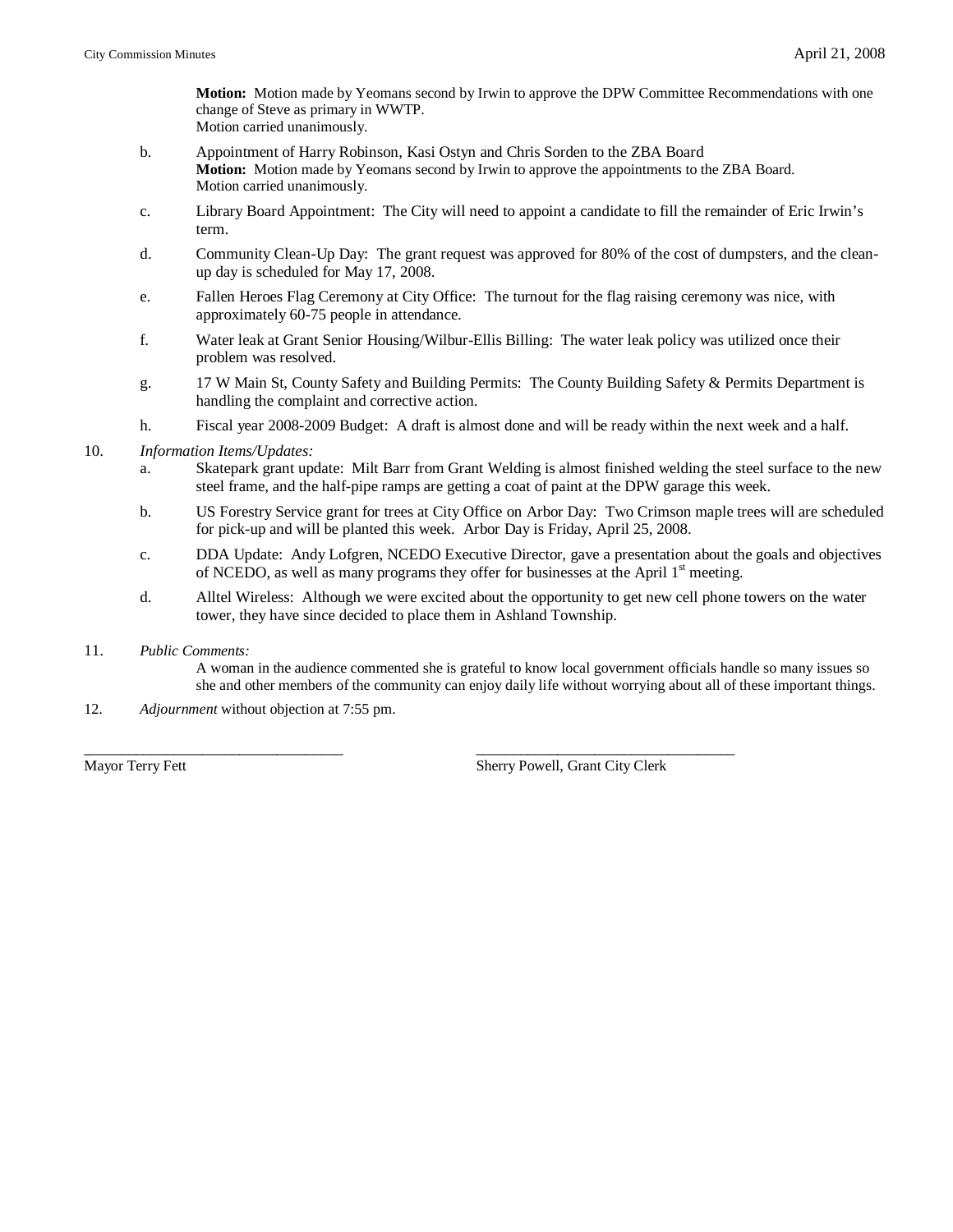**Motion:** Motion made by Yeomans second by Irwin to approve the DPW Committee Recommendations with one change of Steve as primary in WWTP.
Motion carried unanimously.

b. Appointment of Harry Robinson, Kasi Ostyn and Chris Sorden to the ZBA Board
**Motion:** Motion made by Yeomans second by Irwin to approve the appointments to the ZBA Board.
Motion carried unanimously.

c. Library Board Appointment: The City will need to appoint a candidate to fill the remainder of Eric Irwin's term.

d. Community Clean-Up Day: The grant request was approved for 80% of the cost of dumpsters, and the clean-up day is scheduled for May 17, 2008.

e. Fallen Heroes Flag Ceremony at City Office: The turnout for the flag raising ceremony was nice, with approximately 60-75 people in attendance.

f. Water leak at Grant Senior Housing/Wilbur-Ellis Billing: The water leak policy was utilized once their problem was resolved.

g. 17 W Main St, County Safety and Building Permits: The County Building Safety & Permits Department is handling the complaint and corrective action.

h. Fiscal year 2008-2009 Budget: A draft is almost done and will be ready within the next week and a half.

10. *Information Items/Updates:*

a. Skatepark grant update: Milt Barr from Grant Welding is almost finished welding the steel surface to the new steel frame, and the half-pipe ramps are getting a coat of paint at the DPW garage this week.

b. US Forestry Service grant for trees at City Office on Arbor Day: Two Crimson maple trees will are scheduled for pick-up and will be planted this week. Arbor Day is Friday, April 25, 2008.

c. DDA Update: Andy Lofgren, NCEDO Executive Director, gave a presentation about the goals and objectives of NCEDO, as well as many programs they offer for businesses at the April 1st meeting.

d. Alltel Wireless: Although we were excited about the opportunity to get new cell phone towers on the water tower, they have since decided to place them in Ashland Township.

11. *Public Comments:*
A woman in the audience commented she is grateful to know local government officials handle so many issues so she and other members of the community can enjoy daily life without worrying about all of these important things.

12. *Adjournment* without objection at 7:55 pm.

___________________________________ ___________________________________
Mayor Terry Fett Sherry Powell, Grant City Clerk